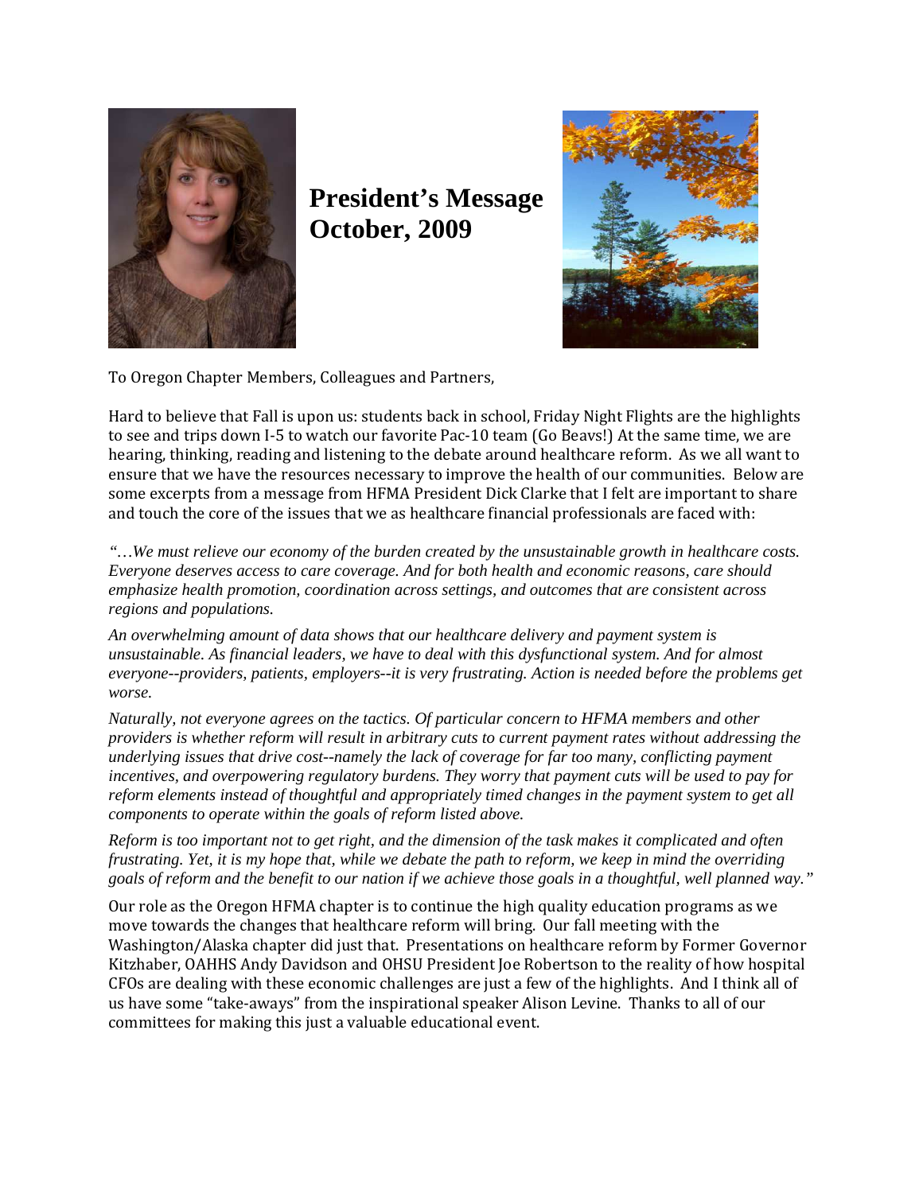# President's Message October, 2009

To Oregon Chapter Members, Colleagues and Partners,

Hard to believe that Fall is upon us: students back in school, Friday Night Flights are the highlights to see and trips down I-5 to watch our favorite Pac-10 team (Go Beavs!) At the same time, we are hearing, thinking, reading and listening to the debate around healthcare reform. As we all want to ensure that we have the resources necessary to improve the health of our communities. Below are some excerpts from a message from HFMA President Dick Clarke that I felt are important to share and touch the core of the issues that we as healthcare financial professionals are faced with:

*"…We must relieve our economy of the burden created by the unsustainable growth in healthcare costs. Everyone deserves access to care coverage. And for both health and economic reasons, care should emphasize health promotion, coordination across settings, and outcomes that are consistent across regions and populations.*

*An overwhelming amount of data shows that our healthcare delivery and payment system is unsustainable. As financial leaders, we have to deal with this dysfunctional system. And for almost everyone--providers, patients, employers--it is very frustrating. Action is needed before the problems get worse.*

*Naturally, not everyone agrees on the tactics. Of particular concern to HFMA members and other providers is whether reform will result in arbitrary cuts to current payment rates without addressing the underlying issues that drive cost--namely the lack of coverage for far too many, conflicting payment incentives, and overpowering regulatory burdens. They worry that payment cuts will be used to pay for reform elements instead of thoughtful and appropriately timed changes in the payment system to get all components to operate within the goals of reform listed above.*

*Reform is too important not to get right, and the dimension of the task makes it complicated and often frustrating. Yet, it is my hope that, while we debate the path to reform, we keep in mind the overriding goals of reform and the benefit to our nation if we achieve those goals in a thoughtful, well planned way."*

Our role as the Oregon HFMA chapter is to continue the high quality education programs as we move towards the changes that healthcare reform will bring. Our fall meeting with the Washington/Alaska chapter did just that. Presentations on healthcare reform by Former Governor Kitzhaber, OAHHS Andy Davidson and OHSU President Joe Robertson to the reality of how hospital CFOs are dealing with these economic challenges are just a few of the highlights. And I think all of us have some "take-aways" from the inspirational speaker Alison Levine. Thanks to all of our committees for making this just a valuable educational event.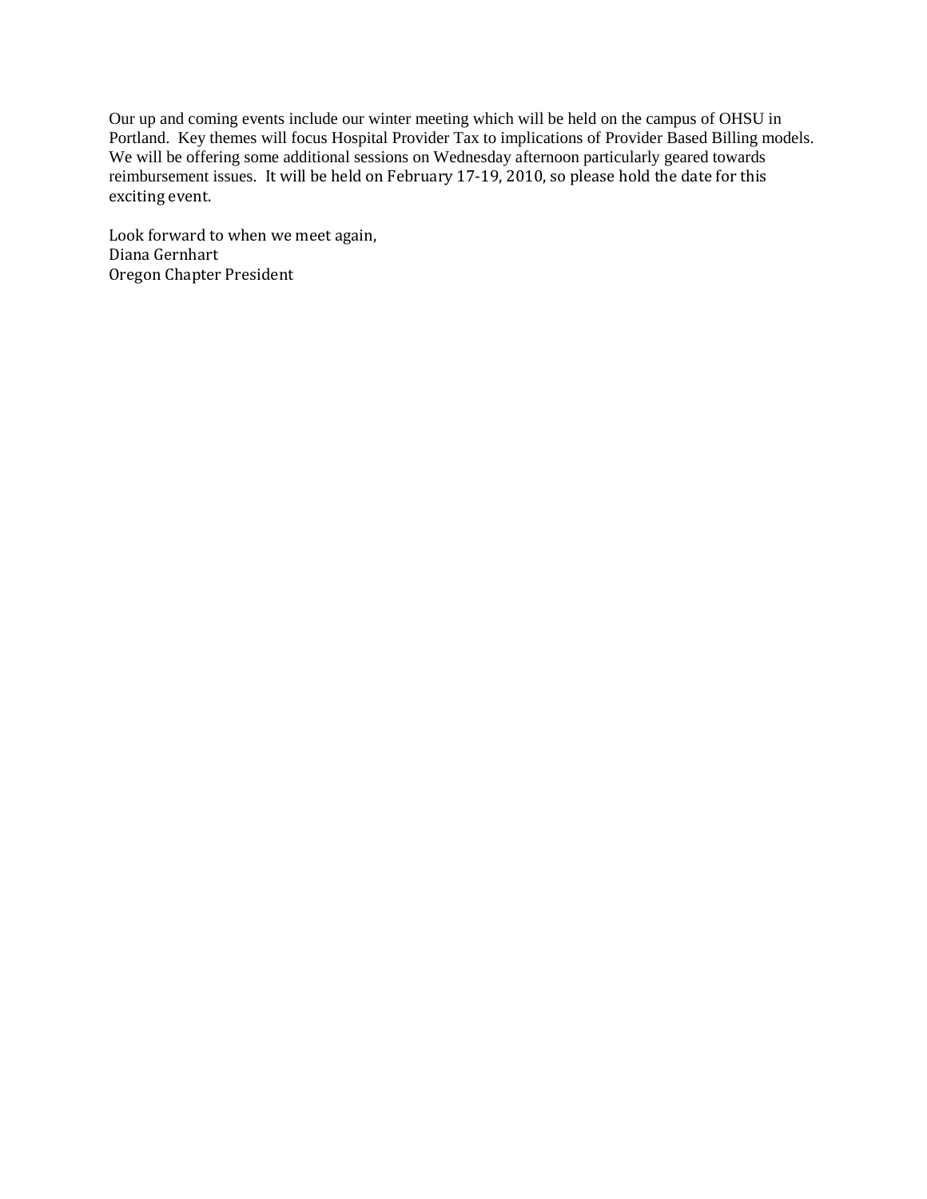Our up and coming events include our winter meeting which will be held on the campus of OHSU in Portland. Key themes will focus Hospital Provider Tax to implications of Provider Based Billing models. We will be offering some additional sessions on Wednesday afternoon particularly geared towards reimbursement issues. It will be held on February 17-19, 2010, so please hold the date for this exciting event.

Look forward to when we meet again,
Diana Gernhart
Oregon Chapter President